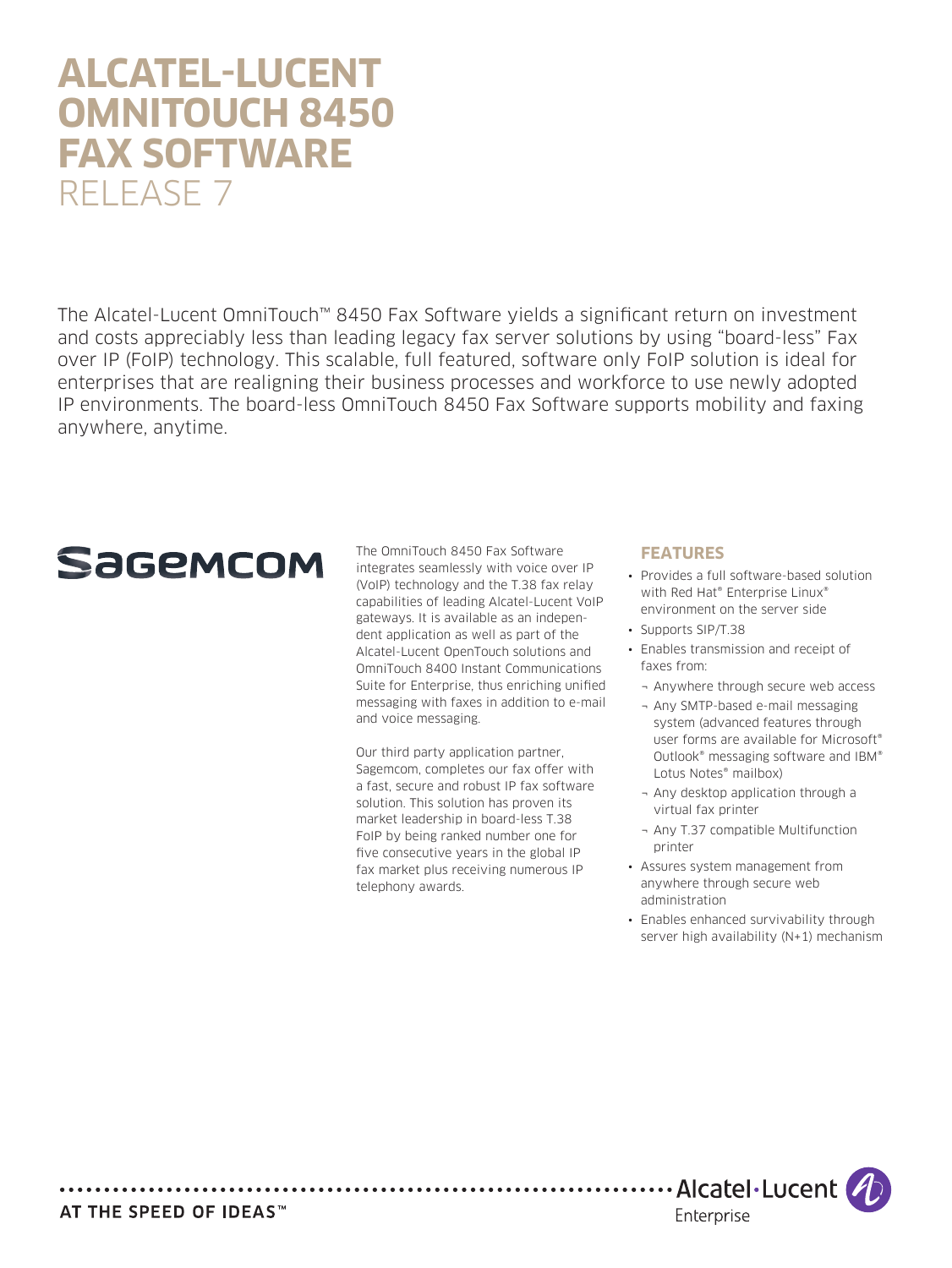# ALCATEL-LUCENT OMNITOUCH 8450 FAX SOFTWARE

RELEASE 7

The Alcatel-Lucent OmniTouch™ 8450 Fax Software yields a significant return on investment and costs appreciably less than leading legacy fax server solutions by using "board-less" Fax over IP (FoIP) technology. This scalable, full featured, software only FoIP solution is ideal for enterprises that are realigning their business processes and workforce to use newly adopted IP environments. The board-less OmniTouch 8450 Fax Software supports mobility and faxing anywhere, anytime.

SAGEMCOM

The OmniTouch 8450 Fax Software integrates seamlessly with voice over IP (VoIP) technology and the T.38 fax relay capabilities of leading Alcatel-Lucent VoIP gateways. It is available as an independent application as well as part of the Alcatel-Lucent OpenTouch solutions and OmniTouch 8400 Instant Communications Suite for Enterprise, thus enriching unified messaging with faxes in addition to e-mail and voice messaging.

Our third party application partner, Sagemcom, completes our fax offer with a fast, secure and robust IP fax software solution. This solution has proven its market leadership in board-less T.38 FoIP by being ranked number one for five consecutive years in the global IP fax market plus receiving numerous IP telephony awards.

## FEATURES

- Provides a full software-based solution with Red Hat® Enterprise Linux® environment on the server side
- Supports SIP/T.38
- Enables transmission and receipt of faxes from:
  - Anywhere through secure web access
  - Any SMTP-based e-mail messaging system (advanced features through user forms are available for Microsoft® Outlook® messaging software and IBM® Lotus Notes® mailbox)
  - Any desktop application through a virtual fax printer
  - Any T.37 compatible Multifunction printer
- Assures system management from anywhere through secure web administration
- Enables enhanced survivability through server high availability (N+1) mechanism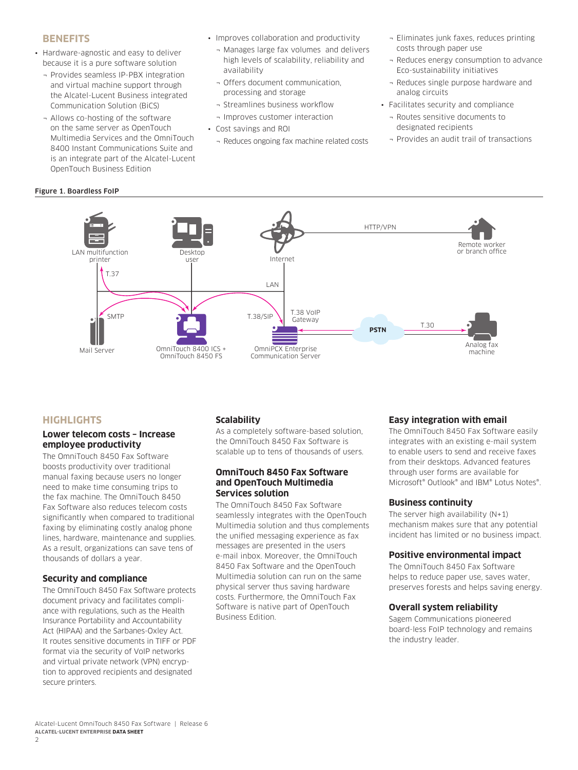## BENEFITS

- Hardware-agnostic and easy to deliver because it is a pure software solution
  - Provides seamless IP-PBX integration and virtual machine support through the Alcatel-Lucent Business integrated Communication Solution (BiCS)
  - Allows co-hosting of the software on the same server as OpenTouch Multimedia Services and the OmniTouch 8400 Instant Communications Suite and is an integrate part of the Alcatel-Lucent OpenTouch Business Edition
- Improves collaboration and productivity
  - Manages large fax volumes and delivers high levels of scalability, reliability and availability
  - Offers document communication, processing and storage
  - Streamlines business workflow
  - Improves customer interaction
- Cost savings and ROI
  - Reduces ongoing fax machine related costs
  - Eliminates junk faxes, reduces printing costs through paper use
  - Reduces energy consumption to advance Eco-sustainability initiatives
  - Reduces single purpose hardware and analog circuits
- Facilitates security and compliance
  - Routes sensitive documents to designated recipients
  - Provides an audit trail of transactions

**Figure 1. Boardless FoIP**

LAN multifunction printer · Desktop user · Internet · HTTP/VPN · Remote worker or branch office · T.37 · LAN · SMTP · T.38/SIP · T.38 VoIP Gateway · PSTN · T.30 · Mail Server · OmniTouch 8400 ICS + OmniTouch 8450 FS · OmniPCX Enterprise Communication Server · Analog fax machine

## HIGHLIGHTS

### Lower telecom costs – Increase employee productivity

The OmniTouch 8450 Fax Software boosts productivity over traditional manual faxing because users no longer need to make time consuming trips to the fax machine. The OmniTouch 8450 Fax Software also reduces telecom costs significantly when compared to traditional faxing by eliminating costly analog phone lines, hardware, maintenance and supplies. As a result, organizations can save tens of thousands of dollars a year.

### Security and compliance

The OmniTouch 8450 Fax Software protects document privacy and facilitates compliance with regulations, such as the Health Insurance Portability and Accountability Act (HIPAA) and the Sarbanes-Oxley Act. It routes sensitive documents in TIFF or PDF format via the security of VoIP networks and virtual private network (VPN) encryption to approved recipients and designated secure printers.

### Scalability

As a completely software-based solution, the OmniTouch 8450 Fax Software is scalable up to tens of thousands of users.

### OmniTouch 8450 Fax Software and OpenTouch Multimedia Services solution

The OmniTouch 8450 Fax Software seamlessly integrates with the OpenTouch Multimedia solution and thus complements the unified messaging experience as fax messages are presented in the users e-mail inbox. Moreover, the OmniTouch 8450 Fax Software and the OpenTouch Multimedia solution can run on the same physical server thus saving hardware costs. Furthermore, the OmniTouch Fax Software is native part of OpenTouch Business Edition.

### Easy integration with email

The OmniTouch 8450 Fax Software easily integrates with an existing e-mail system to enable users to send and receive faxes from their desktops. Advanced features through user forms are available for Microsoft® Outlook® and IBM® Lotus Notes®.

### Business continuity

The server high availability (N+1) mechanism makes sure that any potential incident has limited or no business impact.

### Positive environmental impact

The OmniTouch 8450 Fax Software helps to reduce paper use, saves water, preserves forests and helps saving energy.

### Overall system reliability

Sagem Communications pioneered board-less FoIP technology and remains the industry leader.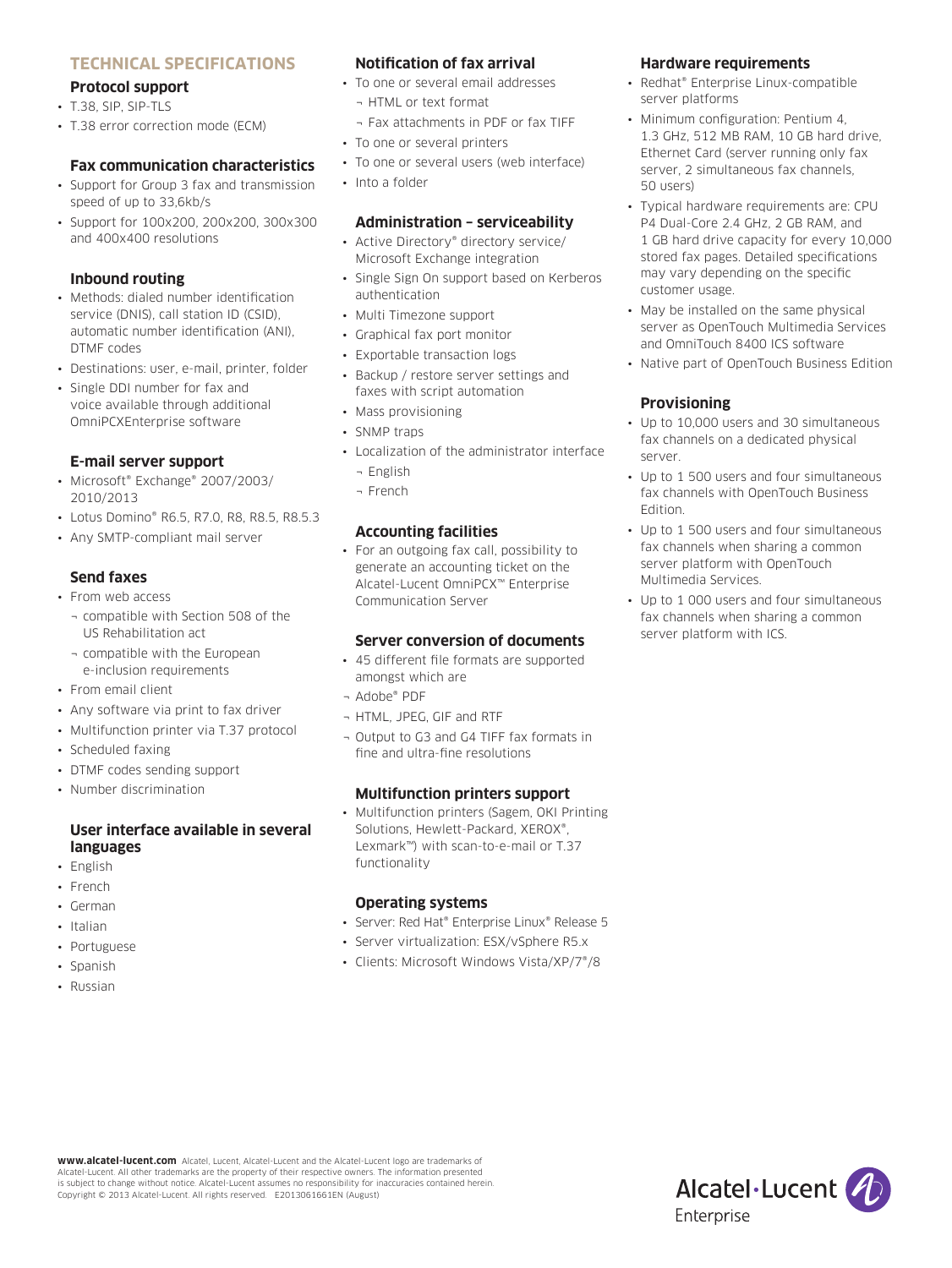## TECHNICAL SPECIFICATIONS

### Protocol support

- T.38, SIP, SIP-TLS
- T.38 error correction mode (ECM)

### Fax communication characteristics

- Support for Group 3 fax and transmission speed of up to 33,6kb/s
- Support for 100x200, 200x200, 300x300 and 400x400 resolutions

### Inbound routing

- Methods: dialed number identification service (DNIS), call station ID (CSID), automatic number identification (ANI), DTMF codes
- Destinations: user, e-mail, printer, folder
- Single DDI number for fax and voice available through additional OmniPCXEnterprise software

### E-mail server support

- Microsoft® Exchange® 2007/2003/ 2010/2013
- Lotus Domino® R6.5, R7.0, R8, R8.5, R8.5.3
- Any SMTP-compliant mail server

### Send faxes

- From web access
  - ¬ compatible with Section 508 of the US Rehabilitation act
  - ¬ compatible with the European e-inclusion requirements
- From email client
- Any software via print to fax driver
- Multifunction printer via T.37 protocol
- Scheduled faxing
- DTMF codes sending support
- Number discrimination

### User interface available in several languages

- English
- French
- German
- Italian
- Portuguese
- Spanish
- Russian

### Notification of fax arrival

- To one or several email addresses
  - ¬ HTML or text format
  - ¬ Fax attachments in PDF or fax TIFF
- To one or several printers
- To one or several users (web interface)
- Into a folder

### Administration – serviceability

- Active Directory® directory service/ Microsoft Exchange integration
- Single Sign On support based on Kerberos authentication
- Multi Timezone support
- Graphical fax port monitor
- Exportable transaction logs
- Backup / restore server settings and faxes with script automation
- Mass provisioning
- SNMP traps
- Localization of the administrator interface
  - ¬ English
  - ¬ French

### Accounting facilities

- For an outgoing fax call, possibility to generate an accounting ticket on the Alcatel-Lucent OmniPCX™ Enterprise Communication Server

### Server conversion of documents

- 45 different file formats are supported amongst which are
- ¬ Adobe® PDF
- ¬ HTML, JPEG, GIF and RTF
- ¬ Output to G3 and G4 TIFF fax formats in fine and ultra-fine resolutions

### Multifunction printers support

- Multifunction printers (Sagem, OKI Printing Solutions, Hewlett-Packard, XEROX®, Lexmark™) with scan-to-e-mail or T.37 functionality

### Operating systems

- Server: Red Hat® Enterprise Linux® Release 5
- Server virtualization: ESX/vSphere R5.x
- Clients: Microsoft Windows Vista/XP/7®/8

### Hardware requirements

- Redhat® Enterprise Linux-compatible server platforms
- Minimum configuration: Pentium 4, 1.3 GHz, 512 MB RAM, 10 GB hard drive, Ethernet Card (server running only fax server, 2 simultaneous fax channels, 50 users)
- Typical hardware requirements are: CPU P4 Dual-Core 2.4 GHz, 2 GB RAM, and 1 GB hard drive capacity for every 10,000 stored fax pages. Detailed specifications may vary depending on the specific customer usage.
- May be installed on the same physical server as OpenTouch Multimedia Services and OmniTouch 8400 ICS software
- Native part of OpenTouch Business Edition

### Provisioning

- Up to 10,000 users and 30 simultaneous fax channels on a dedicated physical server.
- Up to 1 500 users and four simultaneous fax channels with OpenTouch Business Edition.
- Up to 1 500 users and four simultaneous fax channels when sharing a common server platform with OpenTouch Multimedia Services.
- Up to 1 000 users and four simultaneous fax channels when sharing a common server platform with ICS.

**www.alcatel-lucent.com** Alcatel, Lucent, Alcatel-Lucent and the Alcatel-Lucent logo are trademarks of Alcatel-Lucent. All other trademarks are the property of their respective owners. The information presented is subject to change without notice. Alcatel-Lucent assumes no responsibility for inaccuracies contained herein. Copyright © 2013 Alcatel-Lucent. All rights reserved. E2013061661EN (August)

Alcatel·Lucent Enterprise